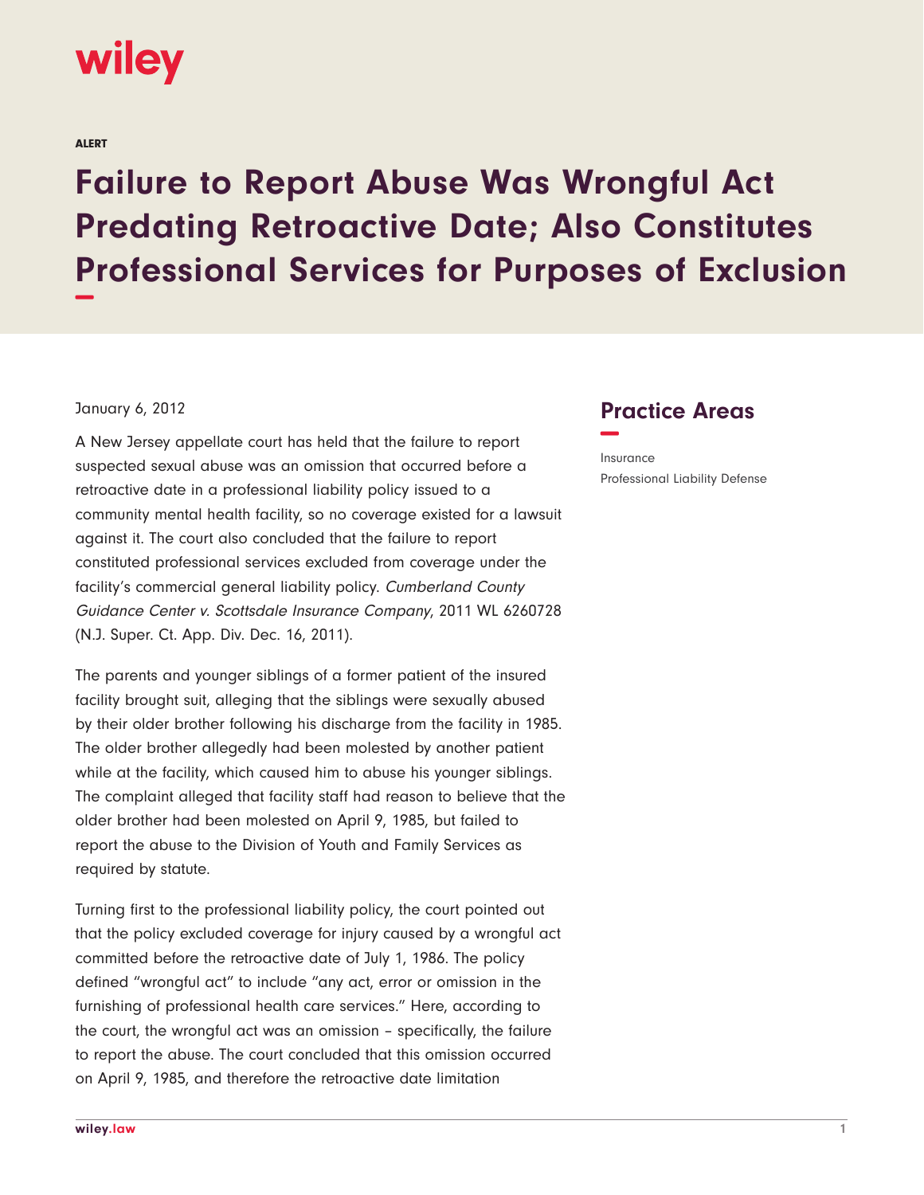ALERT

# Failure to Report Abuse Was Wrongful Act Predating Retroactive Date; Also Constitutes Professional Services for Purposes of Exclusion

January 6, 2012

A New Jersey appellate court has held that the failure to report suspected sexual abuse was an omission that occurred before a retroactive date in a professional liability policy issued to a community mental health facility, so no coverage existed for a lawsuit against it. The court also concluded that the failure to report constituted professional services excluded from coverage under the facility's commercial general liability policy. *Cumberland County Guidance Center v. Scottsdale Insurance Company*, 2011 WL 6260728 (N.J. Super. Ct. App. Div. Dec. 16, 2011).

The parents and younger siblings of a former patient of the insured facility brought suit, alleging that the siblings were sexually abused by their older brother following his discharge from the facility in 1985. The older brother allegedly had been molested by another patient while at the facility, which caused him to abuse his younger siblings. The complaint alleged that facility staff had reason to believe that the older brother had been molested on April 9, 1985, but failed to report the abuse to the Division of Youth and Family Services as required by statute.

Turning first to the professional liability policy, the court pointed out that the policy excluded coverage for injury caused by a wrongful act committed before the retroactive date of July 1, 1986. The policy defined "wrongful act" to include "any act, error or omission in the furnishing of professional health care services." Here, according to the court, the wrongful act was an omission – specifically, the failure to report the abuse. The court concluded that this omission occurred on April 9, 1985, and therefore the retroactive date limitation

## Practice Areas

Insurance

Professional Liability Defense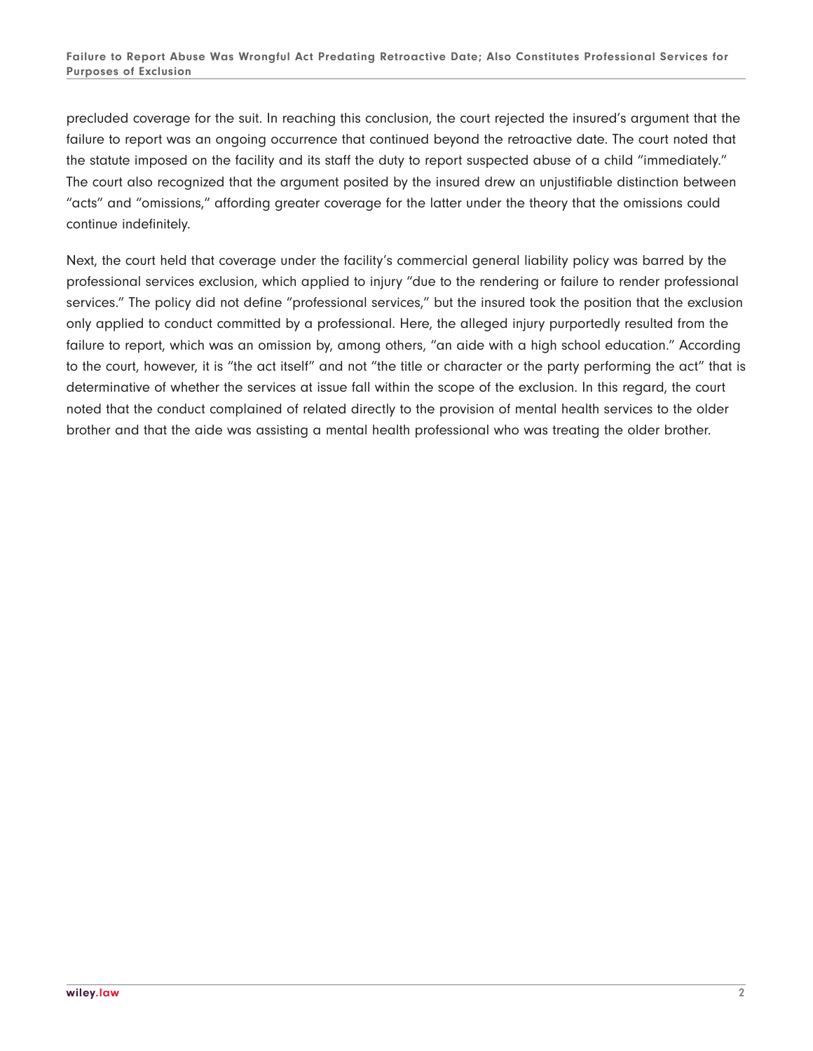precluded coverage for the suit. In reaching this conclusion, the court rejected the insured's argument that the failure to report was an ongoing occurrence that continued beyond the retroactive date. The court noted that the statute imposed on the facility and its staff the duty to report suspected abuse of a child "immediately." The court also recognized that the argument posited by the insured drew an unjustifiable distinction between "acts" and "omissions," affording greater coverage for the latter under the theory that the omissions could continue indefinitely.

Next, the court held that coverage under the facility's commercial general liability policy was barred by the professional services exclusion, which applied to injury "due to the rendering or failure to render professional services." The policy did not define "professional services," but the insured took the position that the exclusion only applied to conduct committed by a professional. Here, the alleged injury purportedly resulted from the failure to report, which was an omission by, among others, "an aide with a high school education." According to the court, however, it is "the act itself" and not "the title or character or the party performing the act" that is determinative of whether the services at issue fall within the scope of the exclusion. In this regard, the court noted that the conduct complained of related directly to the provision of mental health services to the older brother and that the aide was assisting a mental health professional who was treating the older brother.